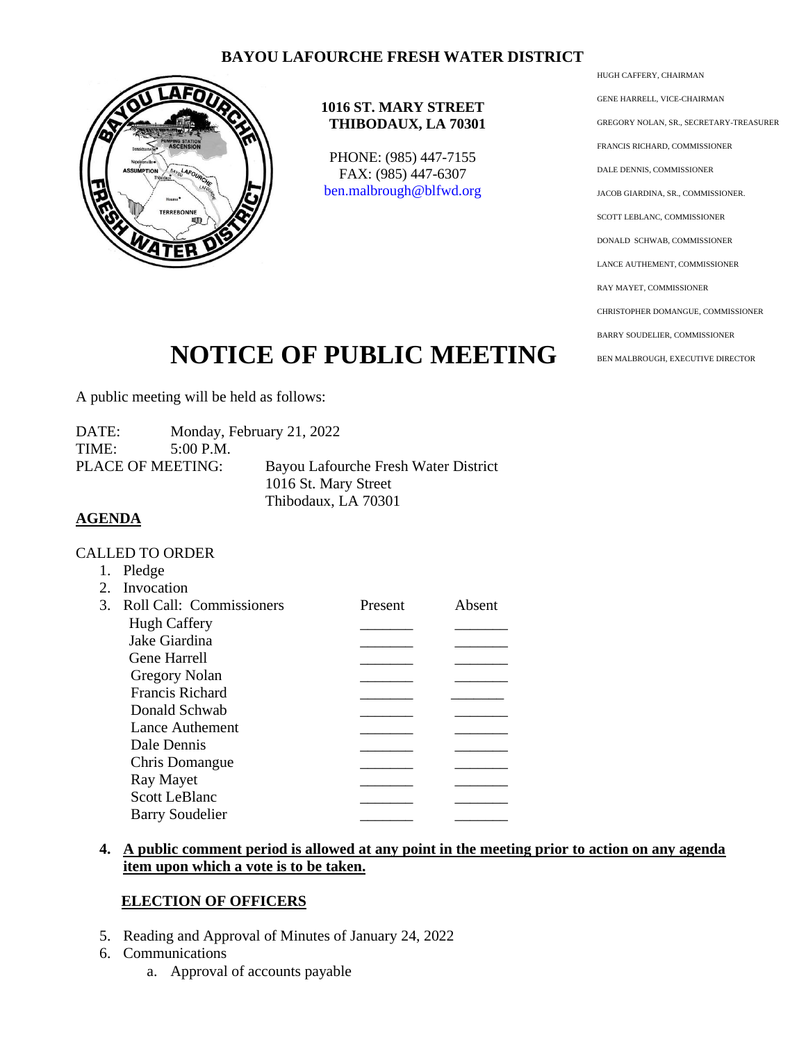# BAYOU LAFOURCHE FRESH WATER DISTRICT

**1016 ST. MARY STREET**
**THIBODAUX, LA 70301**

PHONE: (985) 447-7155
FAX: (985) 447-6307
ben.malbrough@blfwd.org

HUGH CAFFERY, CHAIRMAN
GENE HARRELL, VICE-CHAIRMAN
GREGORY NOLAN, SR., SECRETARY-TREASURER
FRANCIS RICHARD, COMMISSIONER
DALE DENNIS, COMMISSIONER
JACOB GIARDINA, SR., COMMISSIONER.
SCOTT LEBLANC, COMMISSIONER
DONALD SCHWAB, COMMISSIONER
LANCE AUTHEMENT, COMMISSIONER
RAY MAYET, COMMISSIONER
CHRISTOPHER DOMANGUE, COMMISSIONER
BARRY SOUDELIER, COMMISSIONER
BEN MALBROUGH, EXECUTIVE DIRECTOR

# NOTICE OF PUBLIC MEETING

A public meeting will be held as follows:

DATE: Monday, February 21, 2022
TIME: 5:00 P.M.
PLACE OF MEETING: Bayou Lafourche Fresh Water District
1016 St. Mary Street
Thibodaux, LA 70301

## AGENDA

CALLED TO ORDER

1. Pledge
2. Invocation
3. Roll Call: Commissioners

| Commissioners | Present | Absent |
|---|---|---|
| Hugh Caffery | _______ | _______ |
| Jake Giardina | _______ | _______ |
| Gene Harrell | _______ | _______ |
| Gregory Nolan | _______ | _______ |
| Francis Richard | _______ | _______ |
| Donald Schwab | _______ | _______ |
| Lance Authement | _______ | _______ |
| Dale Dennis | _______ | _______ |
| Chris Domangue | _______ | _______ |
| Ray Mayet | _______ | _______ |
| Scott LeBlanc | _______ | _______ |
| Barry Soudelier | _______ | _______ |

4. **A public comment period is allowed at any point in the meeting prior to action on any agenda item upon which a vote is to be taken.**

**ELECTION OF OFFICERS**

5. Reading and Approval of Minutes of January 24, 2022
6. Communications
   a. Approval of accounts payable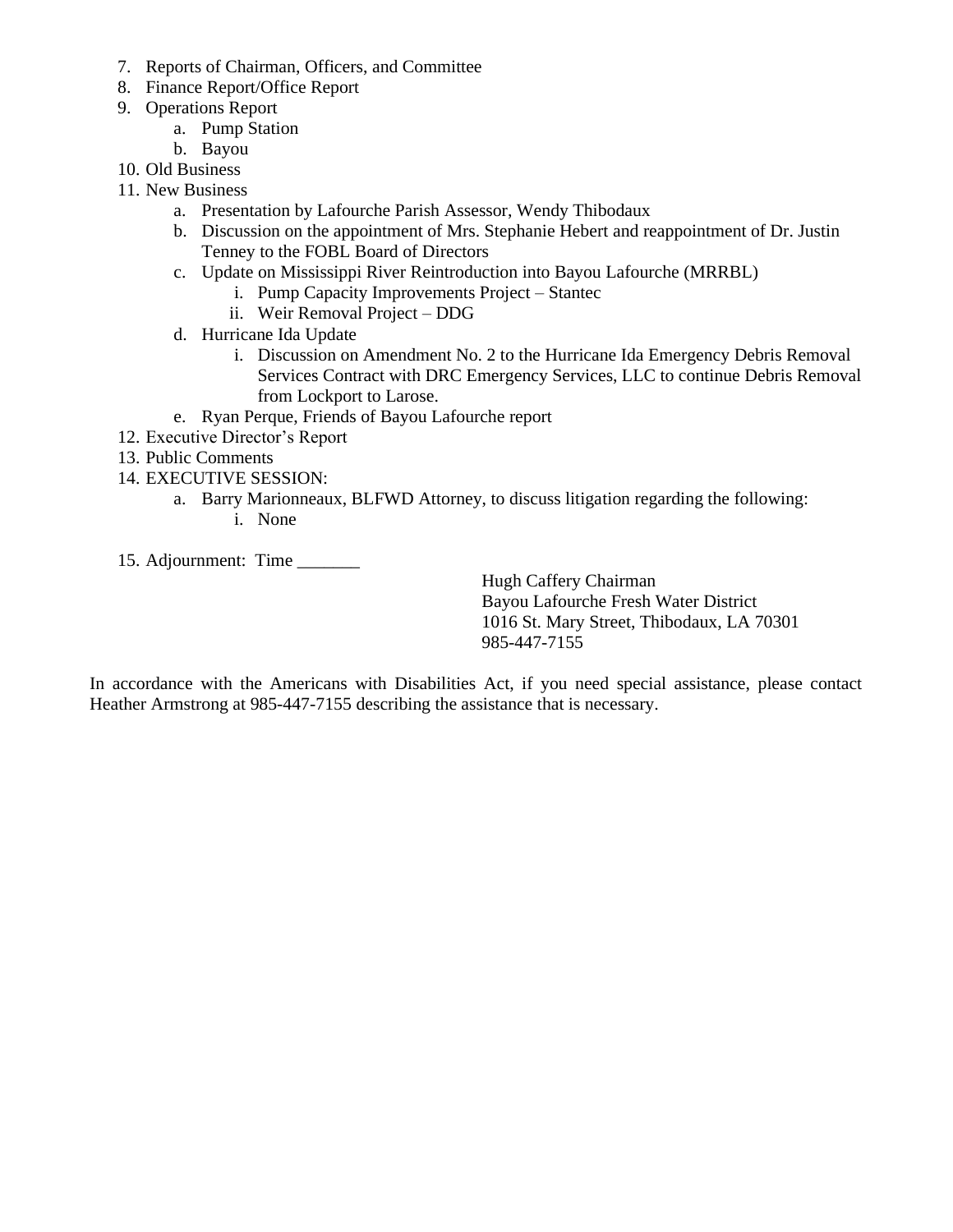7. Reports of Chairman, Officers, and Committee
8. Finance Report/Office Report
9. Operations Report
    a. Pump Station
    b. Bayou
10. Old Business
11. New Business
    a. Presentation by Lafourche Parish Assessor, Wendy Thibodaux
    b. Discussion on the appointment of Mrs. Stephanie Hebert and reappointment of Dr. Justin Tenney to the FOBL Board of Directors
    c. Update on Mississippi River Reintroduction into Bayou Lafourche (MRRBL)
        i. Pump Capacity Improvements Project – Stantec
        ii. Weir Removal Project – DDG
    d. Hurricane Ida Update
        i. Discussion on Amendment No. 2 to the Hurricane Ida Emergency Debris Removal Services Contract with DRC Emergency Services, LLC to continue Debris Removal from Lockport to Larose.
    e. Ryan Perque, Friends of Bayou Lafourche report
12. Executive Director's Report
13. Public Comments
14. EXECUTIVE SESSION:
    a. Barry Marionneaux, BLFWD Attorney, to discuss litigation regarding the following:
        i. None
15. Adjournment: Time _______

Hugh Caffery Chairman
Bayou Lafourche Fresh Water District
1016 St. Mary Street, Thibodaux, LA 70301
985-447-7155

In accordance with the Americans with Disabilities Act, if you need special assistance, please contact Heather Armstrong at 985-447-7155 describing the assistance that is necessary.